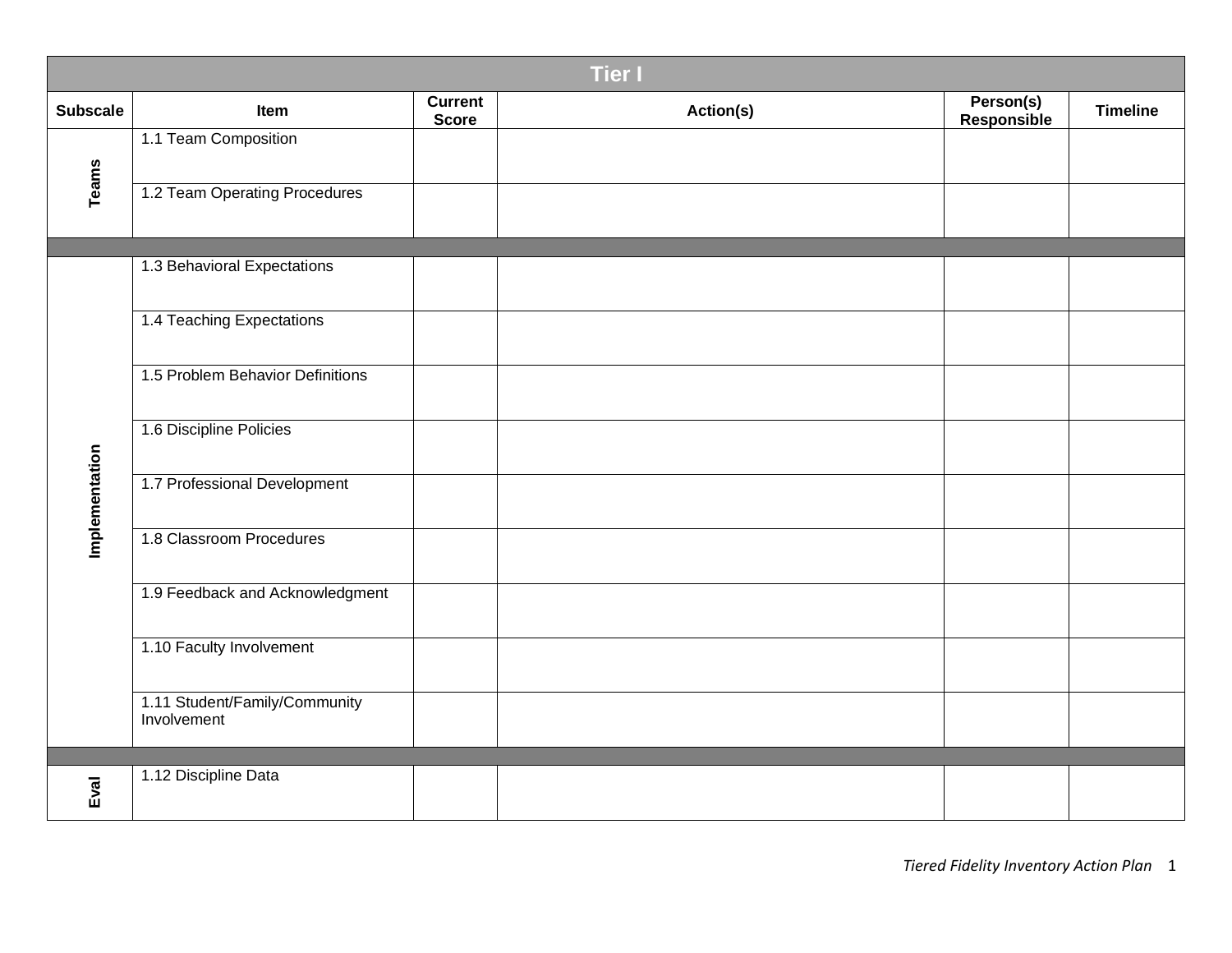| Tier I | | | | | |
|---|---|---|---|---|---|
| **Subscale** | **Item** | **Current Score** | **Action(s)** | **Person(s) Responsible** | **Timeline** |
| **Teams** | 1.1 Team Composition | | | | |
| | 1.2 Team Operating Procedures | | | | |
| | | | | | |
| **Implementation** | 1.3 Behavioral Expectations | | | | |
| | 1.4 Teaching Expectations | | | | |
| | 1.5 Problem Behavior Definitions | | | | |
| | 1.6 Discipline Policies | | | | |
| | 1.7 Professional Development | | | | |
| | 1.8 Classroom Procedures | | | | |
| | 1.9 Feedback and Acknowledgment | | | | |
| | 1.10 Faculty Involvement | | | | |
| | 1.11 Student/Family/Community Involvement | | | | |
| | | | | | |
| **Eval** | 1.12 Discipline Data | | | | |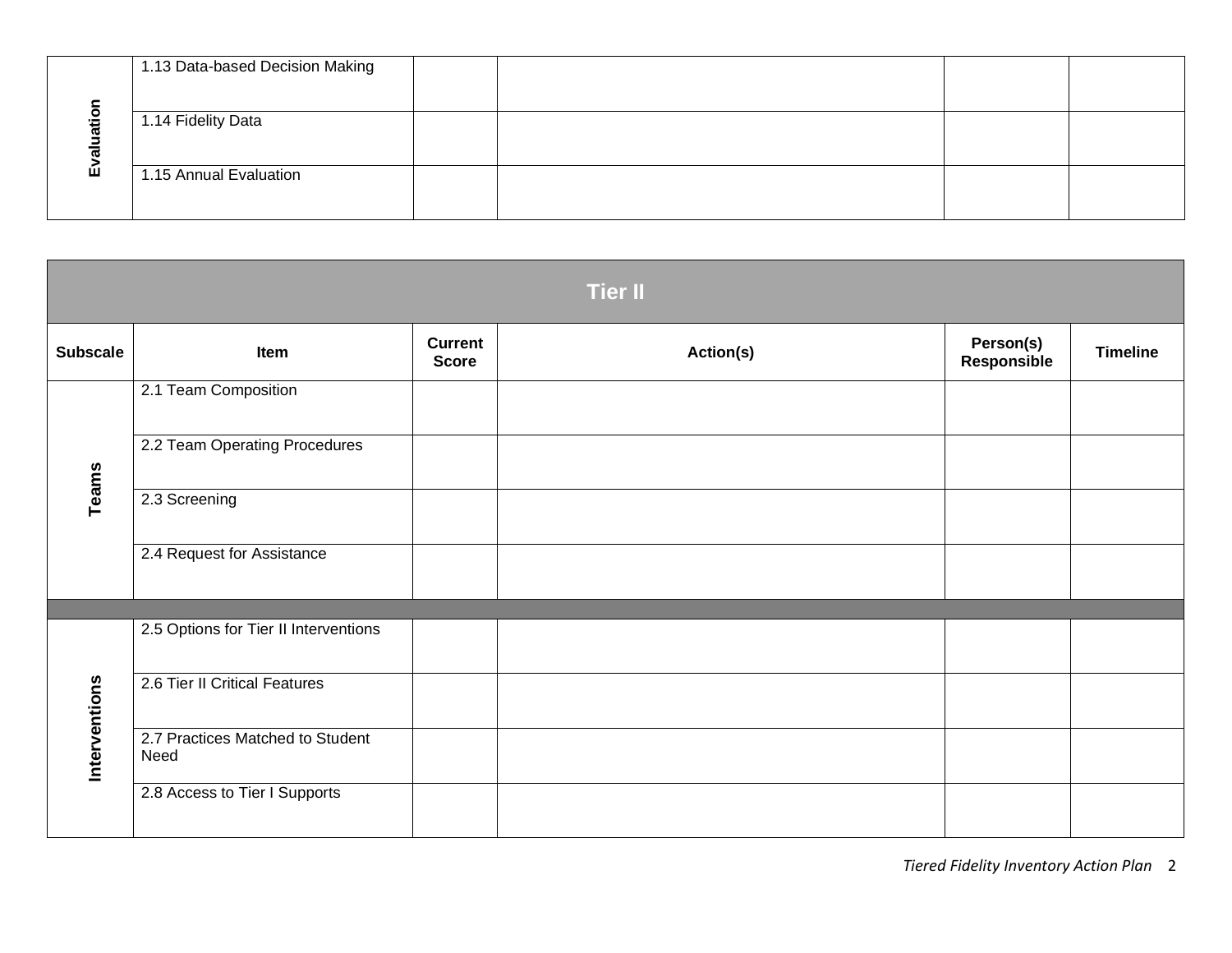| Subscale | Item | Current Score | Action(s) | Person(s) Responsible | Timeline |
|---|---|---|---|---|---|
| Evaluation | 1.13 Data-based Decision Making | | | | |
| | 1.14 Fidelity Data | | | | |
| | 1.15 Annual Evaluation | | | | |

## Tier II

| Subscale | Item | Current Score | Action(s) | Person(s) Responsible | Timeline |
|---|---|---|---|---|---|
| Teams | 2.1 Team Composition | | | | |
| | 2.2 Team Operating Procedures | | | | |
| | 2.3 Screening | | | | |
| | 2.4 Request for Assistance | | | | |
| Interventions | 2.5 Options for Tier II Interventions | | | | |
| | 2.6 Tier II Critical Features | | | | |
| | 2.7 Practices Matched to Student Need | | | | |
| | 2.8 Access to Tier I Supports | | | | |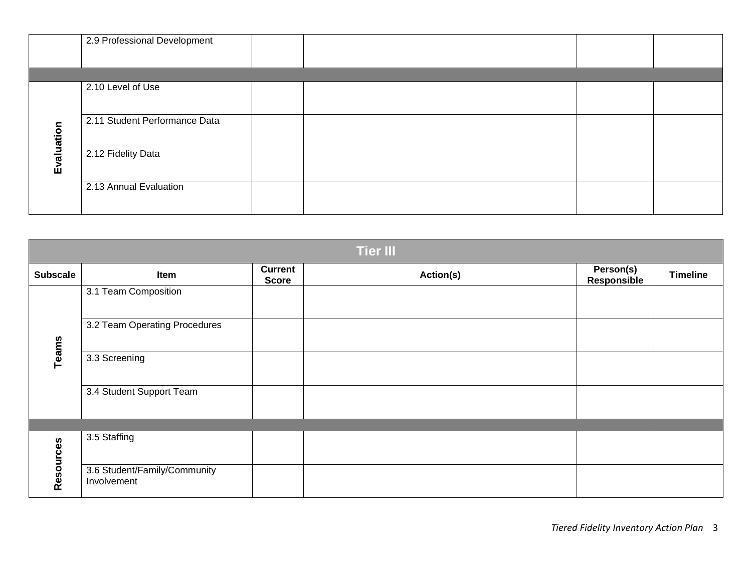| | Item | Current Score | Action(s) | Person(s) Responsible | Timeline |
|---|---|---|---|---|---|
| | 2.9 Professional Development | | | | |
| | | | | | |
| Evaluation | 2.10 Level of Use | | | | |
| | 2.11 Student Performance Data | | | | |
| | 2.12 Fidelity Data | | | | |
| | 2.13 Annual Evaluation | | | | |

| **Tier III** | | | | | |
|---|---|---|---|---|---|
| **Subscale** | **Item** | **Current Score** | **Action(s)** | **Person(s) Responsible** | **Timeline** |
| Teams | 3.1 Team Composition | | | | |
| | 3.2 Team Operating Procedures | | | | |
| | 3.3 Screening | | | | |
| | 3.4 Student Support Team | | | | |
| | | | | | |
| Resources | 3.5 Staffing | | | | |
| | 3.6 Student/Family/Community Involvement | | | | |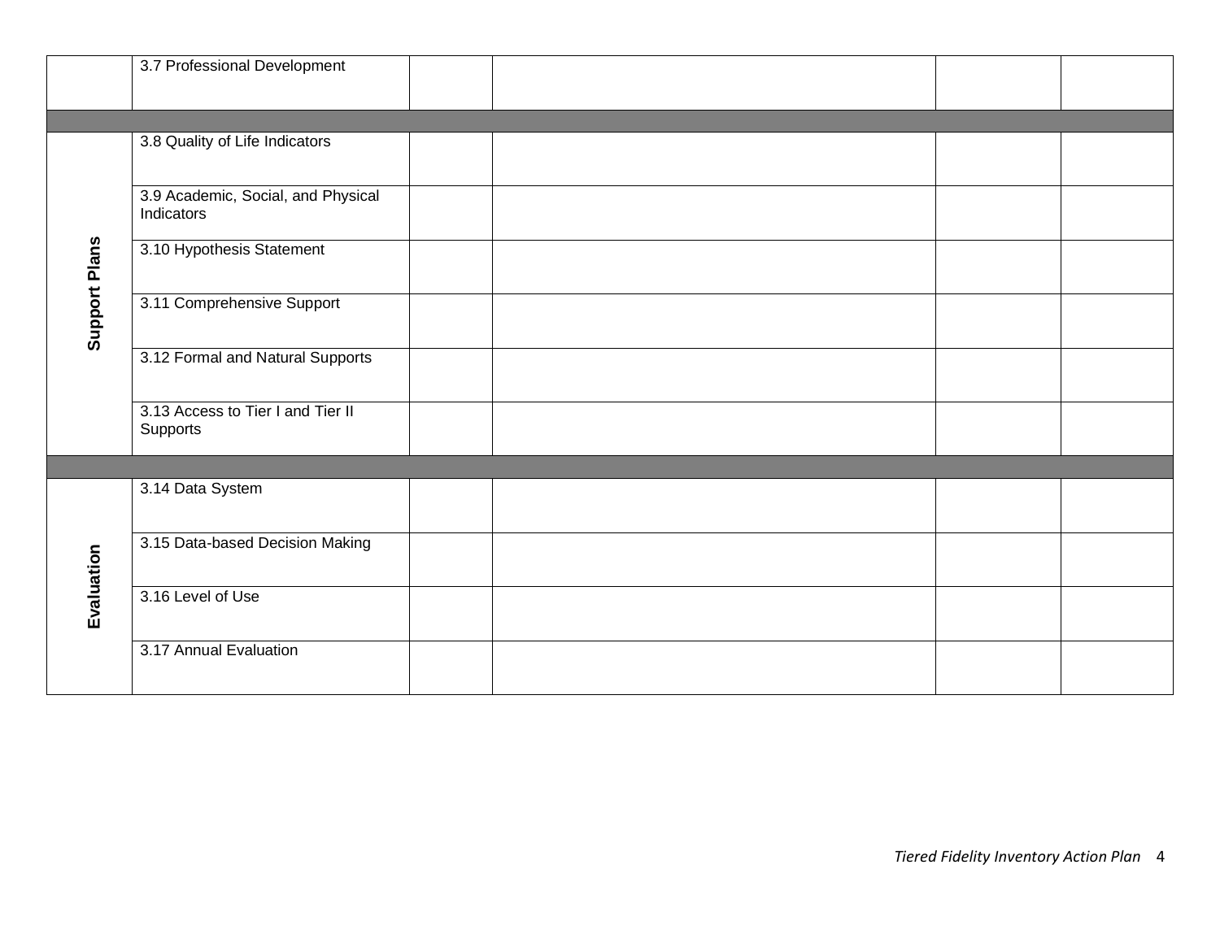| | | | | | |
|---|---|---|---|---|---|
| | 3.7 Professional Development | | | | |
| | | | | | |
| **Support Plans** | 3.8 Quality of Life Indicators | | | | |
| | 3.9 Academic, Social, and Physical Indicators | | | | |
| | 3.10 Hypothesis Statement | | | | |
| | 3.11 Comprehensive Support | | | | |
| | 3.12 Formal and Natural Supports | | | | |
| | 3.13 Access to Tier I and Tier II Supports | | | | |
| | | | | | |
| **Evaluation** | 3.14 Data System | | | | |
| | 3.15 Data-based Decision Making | | | | |
| | 3.16 Level of Use | | | | |
| | 3.17 Annual Evaluation | | | | |